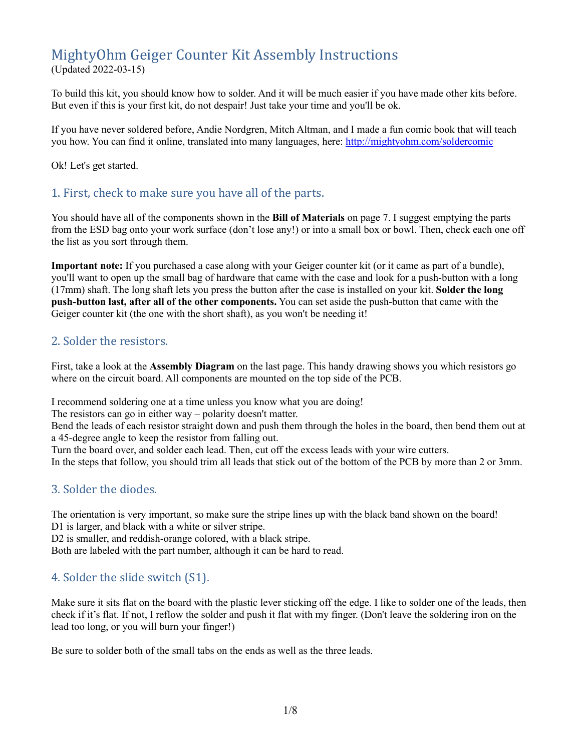# MightyOhm Geiger Counter Kit Assembly Instructions

(Updated 2022-03-15)

To build this kit, you should know how to solder. And it will be much easier if you have made other kits before. But even if this is your first kit, do not despair! Just take your time and you'll be ok.

If you have never soldered before, Andie Nordgren, Mitch Altman, and I made a fun comic book that will teach you how. You can find it online, translated into many languages, here: [http://mightyohm.com/soldercomic](http://mightyohm.com/soldercomic)

Ok! Let's get started.

## 1. First, check to make sure you have all of the parts.

You should have all of the components shown in the **Bill of Materials** on page 7. I suggest emptying the parts from the ESD bag onto your work surface (don't lose any!) or into a small box or bowl. Then, check each one off the list as you sort through them.

**Important note:** If you purchased a case along with your Geiger counter kit (or it came as part of a bundle), you'll want to open up the small bag of hardware that came with the case and look for a push-button with a long (17mm) shaft. The long shaft lets you press the button after the case is installed on your kit. **Solder the long push-button last, after all of the other components.** You can set aside the push-button that came with the Geiger counter kit (the one with the short shaft), as you won't be needing it!

## 2. Solder the resistors.

First, take a look at the **Assembly Diagram** on the last page. This handy drawing shows you which resistors go where on the circuit board. All components are mounted on the top side of the PCB.

I recommend soldering one at a time unless you know what you are doing!
The resistors can go in either way – polarity doesn't matter.
Bend the leads of each resistor straight down and push them through the holes in the board, then bend them out at a 45-degree angle to keep the resistor from falling out.
Turn the board over, and solder each lead. Then, cut off the excess leads with your wire cutters.
In the steps that follow, you should trim all leads that stick out of the bottom of the PCB by more than 2 or 3mm.

## 3. Solder the diodes.

The orientation is very important, so make sure the stripe lines up with the black band shown on the board!
D1 is larger, and black with a white or silver stripe.
D2 is smaller, and reddish-orange colored, with a black stripe.
Both are labeled with the part number, although it can be hard to read.

## 4. Solder the slide switch (S1).

Make sure it sits flat on the board with the plastic lever sticking off the edge. I like to solder one of the leads, then check if it's flat. If not, I reflow the solder and push it flat with my finger. (Don't leave the soldering iron on the lead too long, or you will burn your finger!)

Be sure to solder both of the small tabs on the ends as well as the three leads.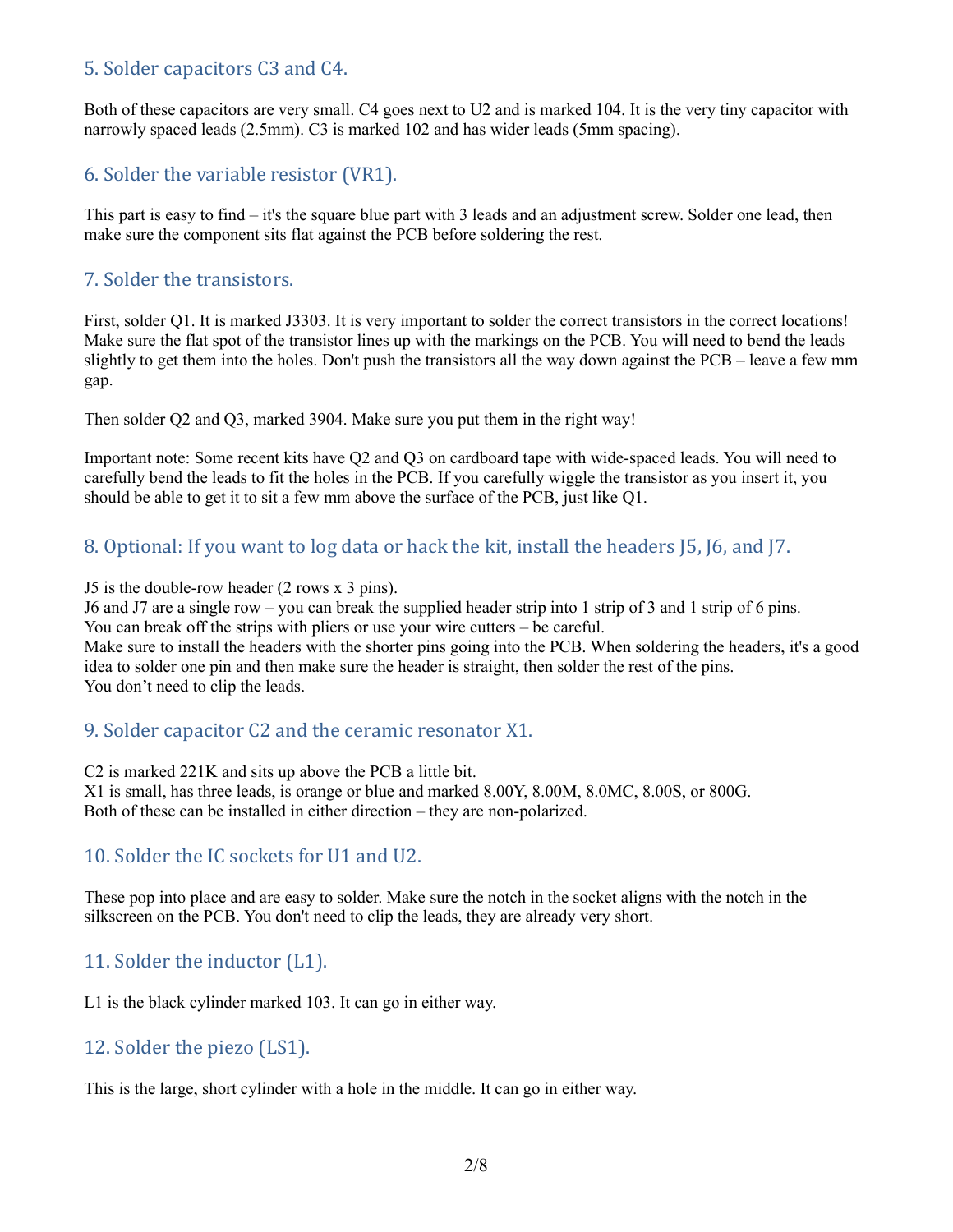## 5. Solder capacitors C3 and C4.

Both of these capacitors are very small. C4 goes next to U2 and is marked 104. It is the very tiny capacitor with narrowly spaced leads (2.5mm). C3 is marked 102 and has wider leads (5mm spacing).

## 6. Solder the variable resistor (VR1).

This part is easy to find – it's the square blue part with 3 leads and an adjustment screw. Solder one lead, then make sure the component sits flat against the PCB before soldering the rest.

## 7. Solder the transistors.

First, solder Q1. It is marked J3303. It is very important to solder the correct transistors in the correct locations! Make sure the flat spot of the transistor lines up with the markings on the PCB. You will need to bend the leads slightly to get them into the holes. Don't push the transistors all the way down against the PCB – leave a few mm gap.

Then solder Q2 and Q3, marked 3904. Make sure you put them in the right way!

Important note: Some recent kits have Q2 and Q3 on cardboard tape with wide-spaced leads. You will need to carefully bend the leads to fit the holes in the PCB. If you carefully wiggle the transistor as you insert it, you should be able to get it to sit a few mm above the surface of the PCB, just like Q1.

## 8. Optional: If you want to log data or hack the kit, install the headers J5, J6, and J7.

J5 is the double-row header (2 rows x 3 pins).
J6 and J7 are a single row – you can break the supplied header strip into 1 strip of 3 and 1 strip of 6 pins.
You can break off the strips with pliers or use your wire cutters – be careful.
Make sure to install the headers with the shorter pins going into the PCB. When soldering the headers, it's a good idea to solder one pin and then make sure the header is straight, then solder the rest of the pins.
You don't need to clip the leads.

## 9. Solder capacitor C2 and the ceramic resonator X1.

C2 is marked 221K and sits up above the PCB a little bit.
X1 is small, has three leads, is orange or blue and marked 8.00Y, 8.00M, 8.0MC, 8.00S, or 800G.
Both of these can be installed in either direction – they are non-polarized.

## 10. Solder the IC sockets for U1 and U2.

These pop into place and are easy to solder. Make sure the notch in the socket aligns with the notch in the silkscreen on the PCB. You don't need to clip the leads, they are already very short.

## 11. Solder the inductor (L1).

L1 is the black cylinder marked 103. It can go in either way.

## 12. Solder the piezo (LS1).

This is the large, short cylinder with a hole in the middle. It can go in either way.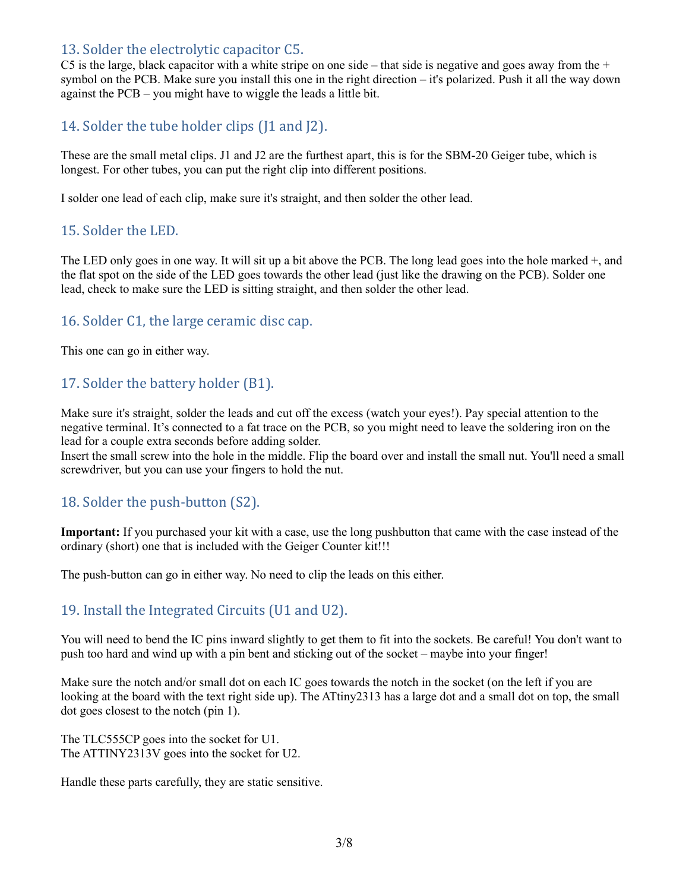## 13. Solder the electrolytic capacitor C5.

C5 is the large, black capacitor with a white stripe on one side – that side is negative and goes away from the + symbol on the PCB. Make sure you install this one in the right direction – it's polarized. Push it all the way down against the PCB – you might have to wiggle the leads a little bit.

## 14. Solder the tube holder clips (J1 and J2).

These are the small metal clips. J1 and J2 are the furthest apart, this is for the SBM-20 Geiger tube, which is longest. For other tubes, you can put the right clip into different positions.

I solder one lead of each clip, make sure it's straight, and then solder the other lead.

## 15. Solder the LED.

The LED only goes in one way. It will sit up a bit above the PCB. The long lead goes into the hole marked +, and the flat spot on the side of the LED goes towards the other lead (just like the drawing on the PCB). Solder one lead, check to make sure the LED is sitting straight, and then solder the other lead.

## 16. Solder C1, the large ceramic disc cap.

This one can go in either way.

## 17. Solder the battery holder (B1).

Make sure it's straight, solder the leads and cut off the excess (watch your eyes!). Pay special attention to the negative terminal. It's connected to a fat trace on the PCB, so you might need to leave the soldering iron on the lead for a couple extra seconds before adding solder.
Insert the small screw into the hole in the middle. Flip the board over and install the small nut. You'll need a small screwdriver, but you can use your fingers to hold the nut.

## 18. Solder the push-button (S2).

**Important:** If you purchased your kit with a case, use the long pushbutton that came with the case instead of the ordinary (short) one that is included with the Geiger Counter kit!!!

The push-button can go in either way. No need to clip the leads on this either.

## 19. Install the Integrated Circuits (U1 and U2).

You will need to bend the IC pins inward slightly to get them to fit into the sockets. Be careful! You don't want to push too hard and wind up with a pin bent and sticking out of the socket – maybe into your finger!

Make sure the notch and/or small dot on each IC goes towards the notch in the socket (on the left if you are looking at the board with the text right side up). The ATtiny2313 has a large dot and a small dot on top, the small dot goes closest to the notch (pin 1).

The TLC555CP goes into the socket for U1.
The ATTINY2313V goes into the socket for U2.

Handle these parts carefully, they are static sensitive.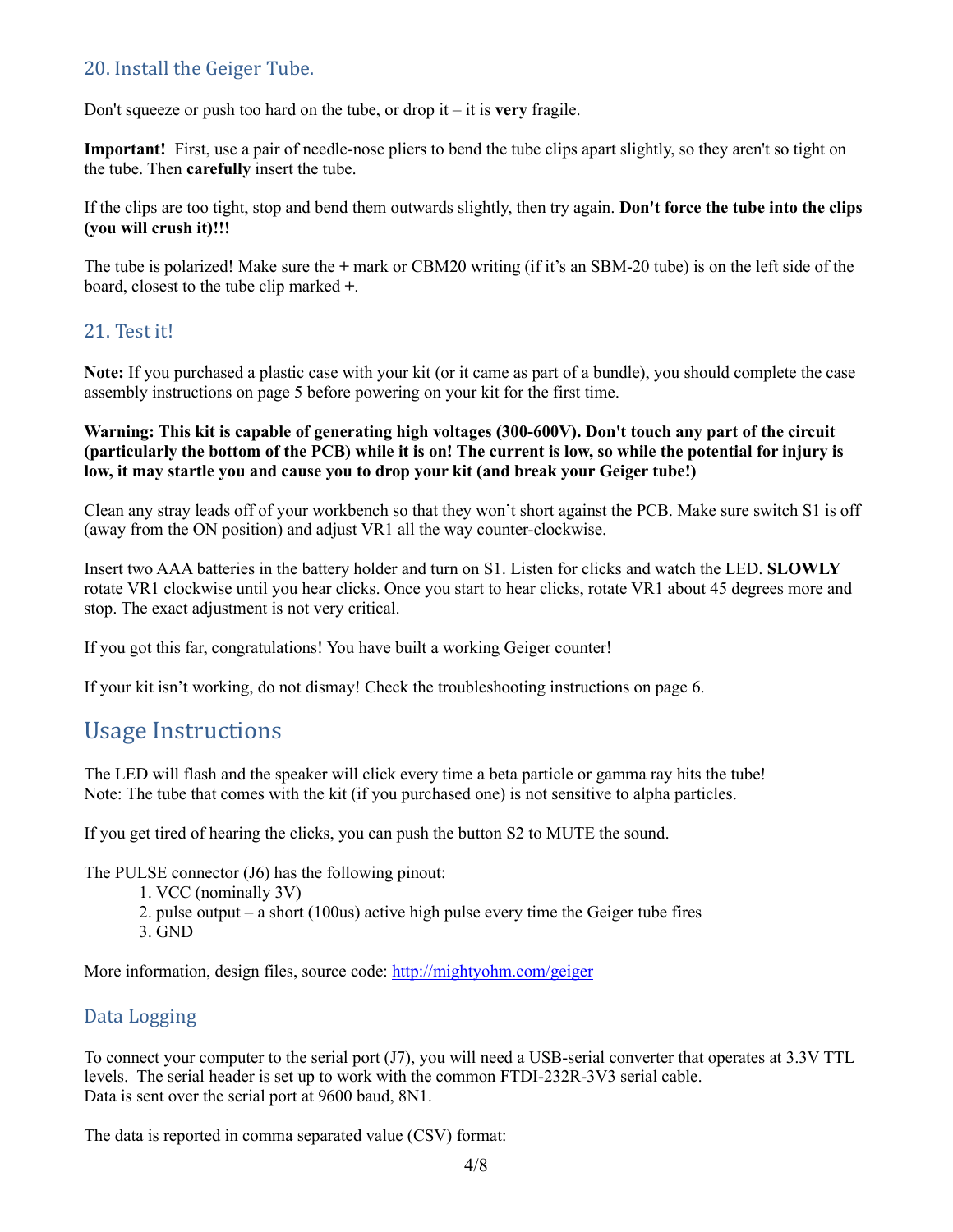## 20. Install the Geiger Tube.

Don't squeeze or push too hard on the tube, or drop it – it is **very** fragile.

**Important!** First, use a pair of needle-nose pliers to bend the tube clips apart slightly, so they aren't so tight on the tube. Then **carefully** insert the tube.

If the clips are too tight, stop and bend them outwards slightly, then try again. **Don't force the tube into the clips (you will crush it)!!!**

The tube is polarized! Make sure the **+** mark or CBM20 writing (if it's an SBM-20 tube) is on the left side of the board, closest to the tube clip marked **+**.

## 21. Test it!

**Note:** If you purchased a plastic case with your kit (or it came as part of a bundle), you should complete the case assembly instructions on page 5 before powering on your kit for the first time.

**Warning: This kit is capable of generating high voltages (300-600V). Don't touch any part of the circuit (particularly the bottom of the PCB) while it is on! The current is low, so while the potential for injury is low, it may startle you and cause you to drop your kit (and break your Geiger tube!)**

Clean any stray leads off of your workbench so that they won't short against the PCB. Make sure switch S1 is off (away from the ON position) and adjust VR1 all the way counter-clockwise.

Insert two AAA batteries in the battery holder and turn on S1. Listen for clicks and watch the LED. **SLOWLY** rotate VR1 clockwise until you hear clicks. Once you start to hear clicks, rotate VR1 about 45 degrees more and stop. The exact adjustment is not very critical.

If you got this far, congratulations! You have built a working Geiger counter!

If your kit isn't working, do not dismay! Check the troubleshooting instructions on page 6.

# Usage Instructions

The LED will flash and the speaker will click every time a beta particle or gamma ray hits the tube!
Note: The tube that comes with the kit (if you purchased one) is not sensitive to alpha particles.

If you get tired of hearing the clicks, you can push the button S2 to MUTE the sound.

The PULSE connector (J6) has the following pinout:

1. VCC (nominally 3V)
2. pulse output – a short (100us) active high pulse every time the Geiger tube fires
3. GND

More information, design files, source code: [http://mightyohm.com/geiger](http://mightyohm.com/geiger)

## Data Logging

To connect your computer to the serial port (J7), you will need a USB-serial converter that operates at 3.3V TTL levels. The serial header is set up to work with the common FTDI-232R-3V3 serial cable.
Data is sent over the serial port at 9600 baud, 8N1.

The data is reported in comma separated value (CSV) format: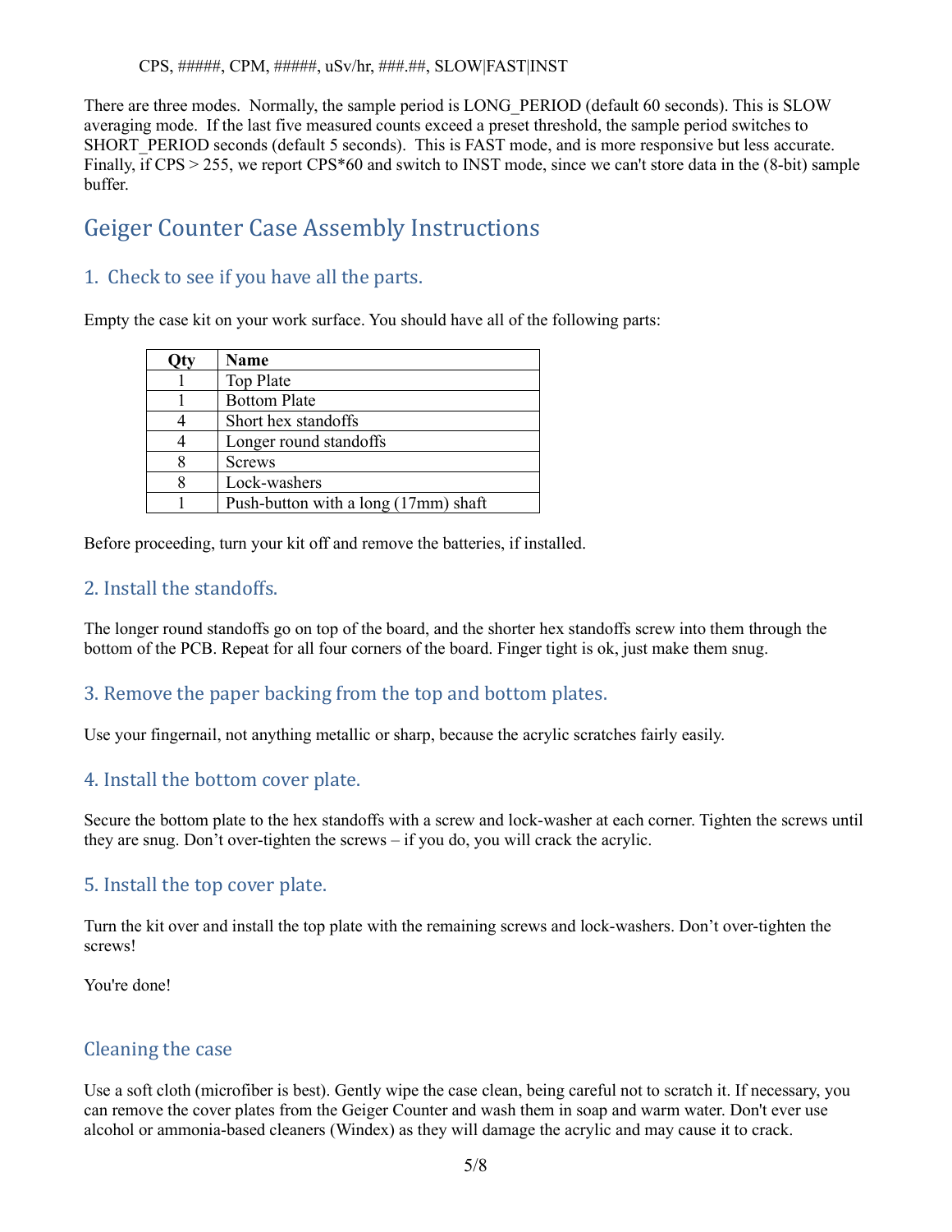CPS, #####, CPM, #####, uSv/hr, ###.##, SLOW|FAST|INST

There are three modes. Normally, the sample period is LONG_PERIOD (default 60 seconds). This is SLOW averaging mode. If the last five measured counts exceed a preset threshold, the sample period switches to SHORT_PERIOD seconds (default 5 seconds). This is FAST mode, and is more responsive but less accurate. Finally, if CPS > 255, we report CPS*60 and switch to INST mode, since we can't store data in the (8-bit) sample buffer.

# Geiger Counter Case Assembly Instructions

## 1. Check to see if you have all the parts.

Empty the case kit on your work surface. You should have all of the following parts:

| Qty | Name |
|---|---|
| 1 | Top Plate |
| 1 | Bottom Plate |
| 4 | Short hex standoffs |
| 4 | Longer round standoffs |
| 8 | Screws |
| 8 | Lock-washers |
| 1 | Push-button with a long (17mm) shaft |

Before proceeding, turn your kit off and remove the batteries, if installed.

## 2. Install the standoffs.

The longer round standoffs go on top of the board, and the shorter hex standoffs screw into them through the bottom of the PCB. Repeat for all four corners of the board. Finger tight is ok, just make them snug.

## 3. Remove the paper backing from the top and bottom plates.

Use your fingernail, not anything metallic or sharp, because the acrylic scratches fairly easily.

## 4. Install the bottom cover plate.

Secure the bottom plate to the hex standoffs with a screw and lock-washer at each corner. Tighten the screws until they are snug. Don't over-tighten the screws – if you do, you will crack the acrylic.

## 5. Install the top cover plate.

Turn the kit over and install the top plate with the remaining screws and lock-washers. Don't over-tighten the screws!

You're done!

## Cleaning the case

Use a soft cloth (microfiber is best). Gently wipe the case clean, being careful not to scratch it. If necessary, you can remove the cover plates from the Geiger Counter and wash them in soap and warm water. Don't ever use alcohol or ammonia-based cleaners (Windex) as they will damage the acrylic and may cause it to crack.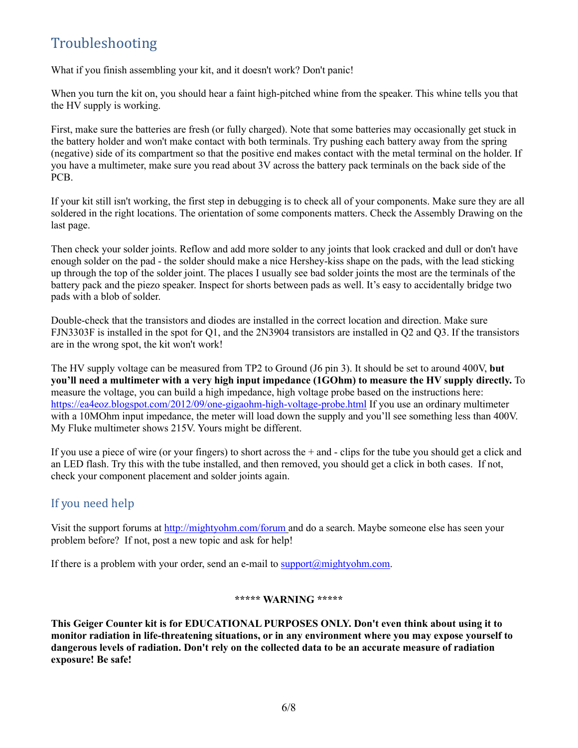## Troubleshooting

What if you finish assembling your kit, and it doesn't work? Don't panic!

When you turn the kit on, you should hear a faint high-pitched whine from the speaker. This whine tells you that the HV supply is working.

First, make sure the batteries are fresh (or fully charged). Note that some batteries may occasionally get stuck in the battery holder and won't make contact with both terminals. Try pushing each battery away from the spring (negative) side of its compartment so that the positive end makes contact with the metal terminal on the holder. If you have a multimeter, make sure you read about 3V across the battery pack terminals on the back side of the PCB.

If your kit still isn't working, the first step in debugging is to check all of your components. Make sure they are all soldered in the right locations. The orientation of some components matters. Check the Assembly Drawing on the last page.

Then check your solder joints. Reflow and add more solder to any joints that look cracked and dull or don't have enough solder on the pad - the solder should make a nice Hershey-kiss shape on the pads, with the lead sticking up through the top of the solder joint. The places I usually see bad solder joints the most are the terminals of the battery pack and the piezo speaker. Inspect for shorts between pads as well. It's easy to accidentally bridge two pads with a blob of solder.

Double-check that the transistors and diodes are installed in the correct location and direction. Make sure FJN3303F is installed in the spot for Q1, and the 2N3904 transistors are installed in Q2 and Q3. If the transistors are in the wrong spot, the kit won't work!

The HV supply voltage can be measured from TP2 to Ground (J6 pin 3). It should be set to around 400V, **but you'll need a multimeter with a very high input impedance (1GOhm) to measure the HV supply directly.** To measure the voltage, you can build a high impedance, high voltage probe based on the instructions here: [https://ea4eoz.blogspot.com/2012/09/one-gigaohm-high-voltage-probe.html](https://ea4eoz.blogspot.com/2012/09/one-gigaohm-high-voltage-probe.html) If you use an ordinary multimeter with a 10MOhm input impedance, the meter will load down the supply and you'll see something less than 400V. My Fluke multimeter shows 215V. Yours might be different.

If you use a piece of wire (or your fingers) to short across the + and - clips for the tube you should get a click and an LED flash. Try this with the tube installed, and then removed, you should get a click in both cases. If not, check your component placement and solder joints again.

### If you need help

Visit the support forums at [http://mightyohm.com/forum](http://mightyohm.com/forum) and do a search. Maybe someone else has seen your problem before? If not, post a new topic and ask for help!

If there is a problem with your order, send an e-mail to [support@mightyohm.com](mailto:support@mightyohm.com).

**\*\*\*\*\* WARNING \*\*\*\*\***

**This Geiger Counter kit is for EDUCATIONAL PURPOSES ONLY. Don't even think about using it to monitor radiation in life-threatening situations, or in any environment where you may expose yourself to dangerous levels of radiation. Don't rely on the collected data to be an accurate measure of radiation exposure! Be safe!**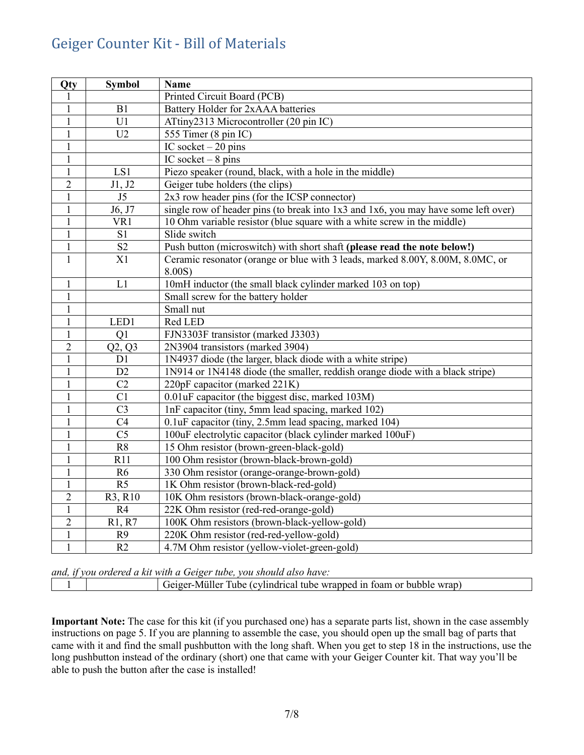# Geiger Counter Kit - Bill of Materials

| Qty | Symbol | Name |
|---|---|---|
| 1 | | Printed Circuit Board (PCB) |
| 1 | B1 | Battery Holder for 2xAAA batteries |
| 1 | U1 | ATtiny2313 Microcontroller (20 pin IC) |
| 1 | U2 | 555 Timer (8 pin IC) |
| 1 | | IC socket – 20 pins |
| 1 | | IC socket – 8 pins |
| 1 | LS1 | Piezo speaker (round, black, with a hole in the middle) |
| 2 | J1, J2 | Geiger tube holders (the clips) |
| 1 | J5 | 2x3 row header pins (for the ICSP connector) |
| 1 | J6, J7 | single row of header pins (to break into 1x3 and 1x6, you may have some left over) |
| 1 | VR1 | 10 Ohm variable resistor (blue square with a white screw in the middle) |
| 1 | S1 | Slide switch |
| 1 | S2 | Push button (microswitch) with short shaft **(please read the note below!)** |
| 1 | X1 | Ceramic resonator (orange or blue with 3 leads, marked 8.00Y, 8.00M, 8.0MC, or 8.00S) |
| 1 | L1 | 10mH inductor (the small black cylinder marked 103 on top) |
| 1 | | Small screw for the battery holder |
| 1 | | Small nut |
| 1 | LED1 | Red LED |
| 1 | Q1 | FJN3303F transistor (marked J3303) |
| 2 | Q2, Q3 | 2N3904 transistors (marked 3904) |
| 1 | D1 | 1N4937 diode (the larger, black diode with a white stripe) |
| 1 | D2 | 1N914 or 1N4148 diode (the smaller, reddish orange diode with a black stripe) |
| 1 | C2 | 220pF capacitor (marked 221K) |
| 1 | C1 | 0.01uF capacitor (the biggest disc, marked 103M) |
| 1 | C3 | 1nF capacitor (tiny, 5mm lead spacing, marked 102) |
| 1 | C4 | 0.1uF capacitor (tiny, 2.5mm lead spacing, marked 104) |
| 1 | C5 | 100uF electrolytic capacitor (black cylinder marked 100uF) |
| 1 | R8 | 15 Ohm resistor (brown-green-black-gold) |
| 1 | R11 | 100 Ohm resistor (brown-black-brown-gold) |
| 1 | R6 | 330 Ohm resistor (orange-orange-brown-gold) |
| 1 | R5 | 1K Ohm resistor (brown-black-red-gold) |
| 2 | R3, R10 | 10K Ohm resistors (brown-black-orange-gold) |
| 1 | R4 | 22K Ohm resistor (red-red-orange-gold) |
| 2 | R1, R7 | 100K Ohm resistors (brown-black-yellow-gold) |
| 1 | R9 | 220K Ohm resistor (red-red-yellow-gold) |
| 1 | R2 | 4.7M Ohm resistor (yellow-violet-green-gold) |

*and, if you ordered a kit with a Geiger tube, you should also have:*

| Qty | Symbol | Name |
|---|---|---|
| 1 | | Geiger-Müller Tube (cylindrical tube wrapped in foam or bubble wrap) |

**Important Note:** The case for this kit (if you purchased one) has a separate parts list, shown in the case assembly instructions on page 5. If you are planning to assemble the case, you should open up the small bag of parts that came with it and find the small pushbutton with the long shaft. When you get to step 18 in the instructions, use the long pushbutton instead of the ordinary (short) one that came with your Geiger Counter kit. That way you'll be able to push the button after the case is installed!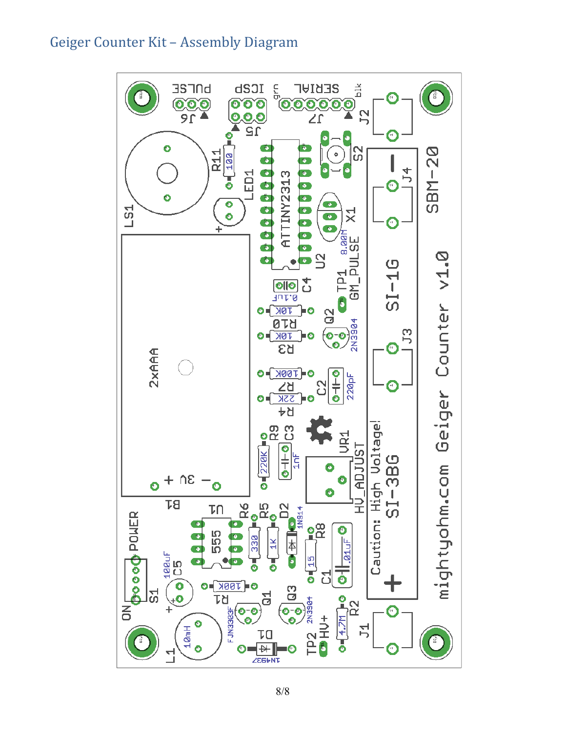## Geiger Counter Kit – Assembly Diagram

PULSE
ICSP
SERIAL
grn
blk
J6
J5
J7
J2
R11
100
LED1
ATTINY2313
S2
LS1
X1
8.00M
U2
J4
SBM-20
C4
0.1uF
TP1
GM_PULSE
R10
10K
Q2
2N3904
SI-1G
R3
10K
J3
2xAAA
R7
100K
C2
220pF
R4
22K
R9
220K
C3
1nF
VR1
HV_ADJUST
Caution: High Voltage!
SI-3BG
mightyohm.com Geiger Counter v1.0
3V
B1
U1
555
R6
330
R5
1K
D2
1N914
R8
15
C1
.01uF
POWER
C5
100uF
S1
ON
R1
100K
Q1
FJN3303F
Q3
2N3904
R2
4.7M
J1
L1
10mH
D1
1N4937
TP2
HV+